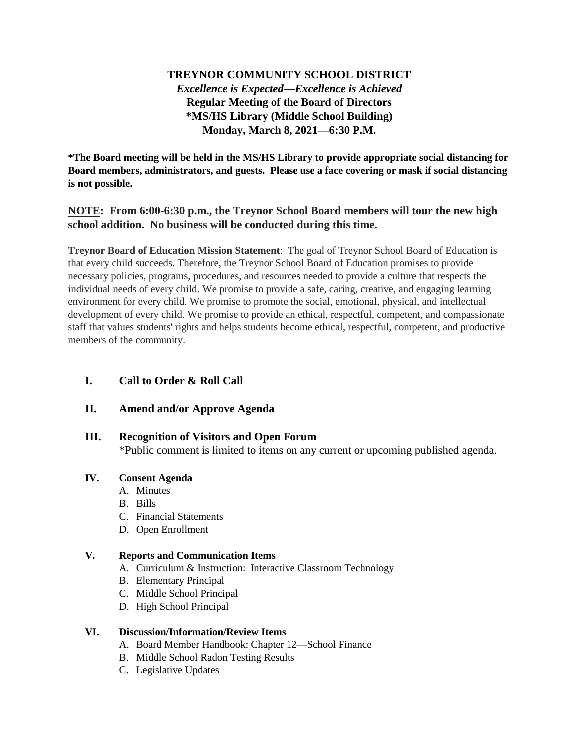# TREYNOR COMMUNITY SCHOOL DISTRICT

***Excellence is Expected—Excellence is Achieved***

**Regular Meeting of the Board of Directors**

**\*MS/HS Library (Middle School Building)**

**Monday, March 8, 2021—6:30 P.M.**

**\*The Board meeting will be held in the MS/HS Library to provide appropriate social distancing for Board members, administrators, and guests. Please use a face covering or mask if social distancing is not possible.**

**NOTE: From 6:00-6:30 p.m., the Treynor School Board members will tour the new high school addition. No business will be conducted during this time.**

**Treynor Board of Education Mission Statement**: The goal of Treynor School Board of Education is that every child succeeds. Therefore, the Treynor School Board of Education promises to provide necessary policies, programs, procedures, and resources needed to provide a culture that respects the individual needs of every child. We promise to provide a safe, caring, creative, and engaging learning environment for every child. We promise to promote the social, emotional, physical, and intellectual development of every child. We promise to provide an ethical, respectful, competent, and compassionate staff that values students' rights and helps students become ethical, respectful, competent, and productive members of the community.

## I. Call to Order & Roll Call

## II. Amend and/or Approve Agenda

## III. Recognition of Visitors and Open Forum

\*Public comment is limited to items on any current or upcoming published agenda.

### IV. Consent Agenda

A. Minutes
B. Bills
C. Financial Statements
D. Open Enrollment

### V. Reports and Communication Items

A. Curriculum & Instruction: Interactive Classroom Technology
B. Elementary Principal
C. Middle School Principal
D. High School Principal

### VI. Discussion/Information/Review Items

A. Board Member Handbook: Chapter 12—School Finance
B. Middle School Radon Testing Results
C. Legislative Updates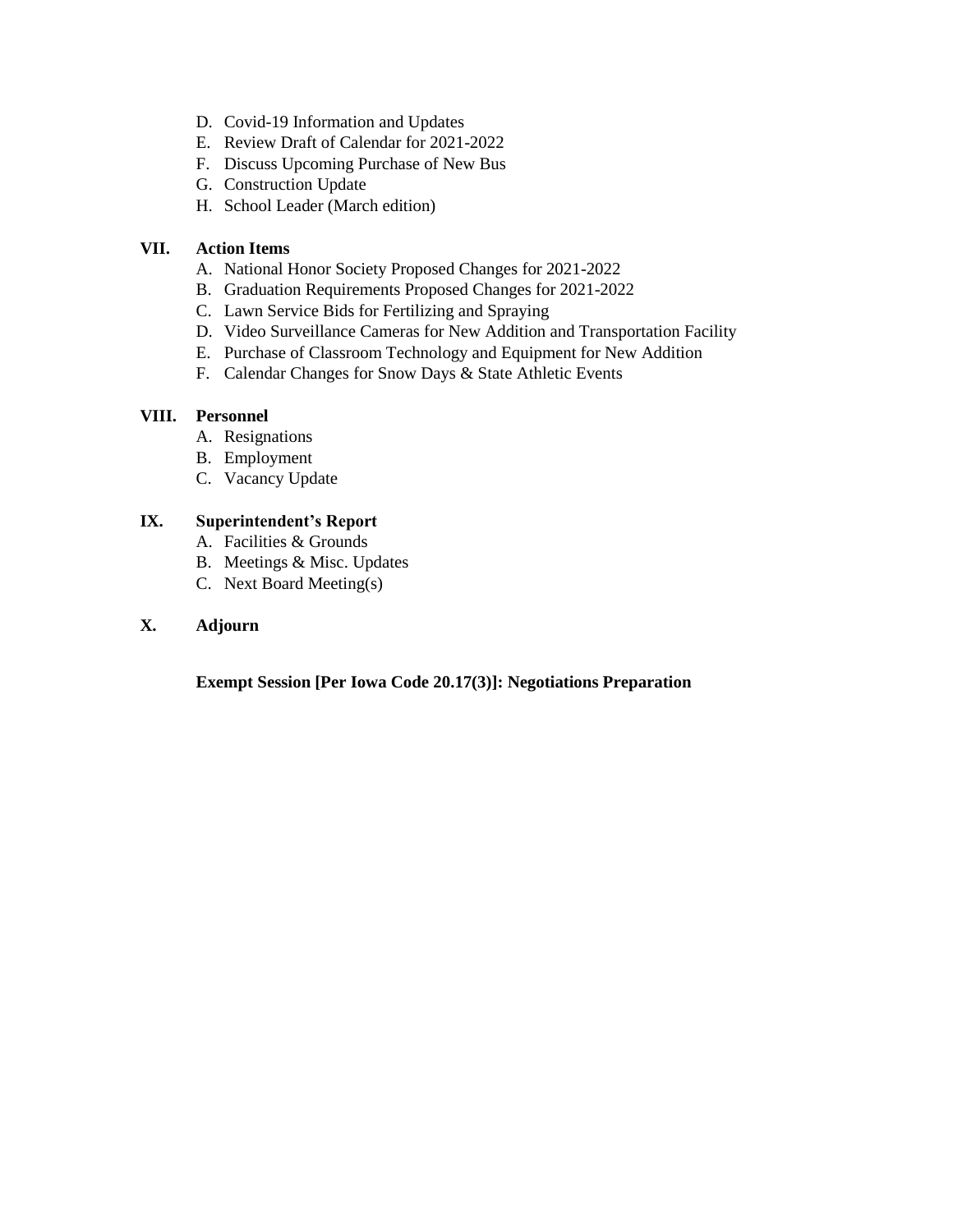D. Covid-19 Information and Updates
E. Review Draft of Calendar for 2021-2022
F. Discuss Upcoming Purchase of New Bus
G. Construction Update
H. School Leader (March edition)

**VII. Action Items**

A. National Honor Society Proposed Changes for 2021-2022
B. Graduation Requirements Proposed Changes for 2021-2022
C. Lawn Service Bids for Fertilizing and Spraying
D. Video Surveillance Cameras for New Addition and Transportation Facility
E. Purchase of Classroom Technology and Equipment for New Addition
F. Calendar Changes for Snow Days & State Athletic Events

**VIII. Personnel**

A. Resignations
B. Employment
C. Vacancy Update

**IX. Superintendent's Report**

A. Facilities & Grounds
B. Meetings & Misc. Updates
C. Next Board Meeting(s)

**X. Adjourn**

**Exempt Session [Per Iowa Code 20.17(3)]: Negotiations Preparation**